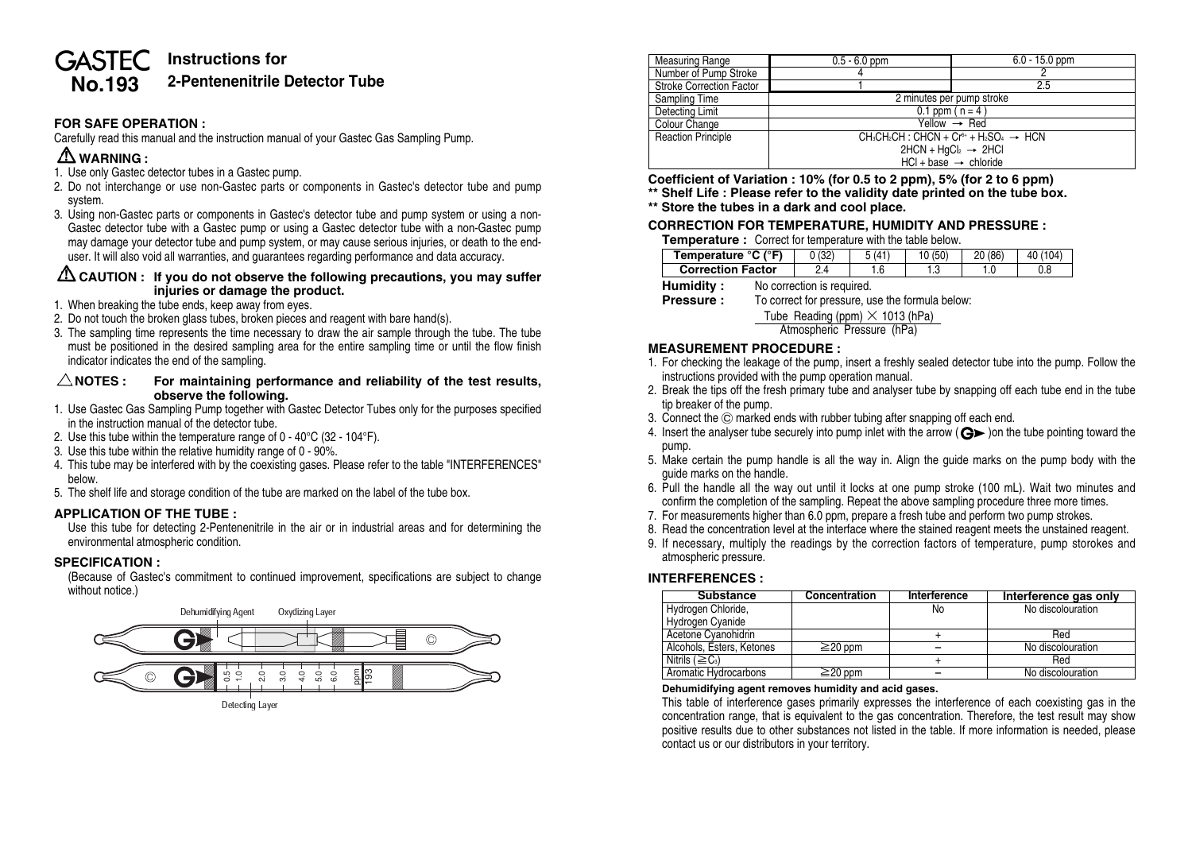# GASTEC No.193

## Instructions for 2-Pentenenitrile Detector Tube

### FOR SAFE OPERATION :

Carefully read this manual and the instruction manual of your Gastec Gas Sampling Pump.

### ⚠ WARNING :

1. Use only Gastec detector tubes in a Gastec pump.
2. Do not interchange or use non-Gastec parts or components in Gastec's detector tube and pump system.
3. Using non-Gastec parts or components in Gastec's detector tube and pump system or using a non-Gastec detector tube with a Gastec pump or using a Gastec detector tube with a non-Gastec pump may damage your detector tube and pump system, or may cause serious injuries, or death to the end-user. It will also void all warranties, and guarantees regarding performance and data accuracy.

### ⚠ CAUTION : If you do not observe the following precautions, you may suffer injuries or damage the product.

1. When breaking the tube ends, keep away from eyes.
2. Do not touch the broken glass tubes, broken pieces and reagent with bare hand(s).
3. The sampling time represents the time necessary to draw the air sample through the tube. The tube must be positioned in the desired sampling area for the entire sampling time or until the flow finish indicator indicates the end of the sampling.

### △ NOTES : For maintaining performance and reliability of the test results, observe the following.

1. Use Gastec Gas Sampling Pump together with Gastec Detector Tubes only for the purposes specified in the instruction manual of the detector tube.
2. Use this tube within the temperature range of 0 - 40°C (32 - 104°F).
3. Use this tube within the relative humidity range of 0 - 90%.
4. This tube may be interfered with by the coexisting gases. Please refer to the table "INTERFERENCES" below.
5. The shelf life and storage condition of the tube are marked on the label of the tube box.

### APPLICATION OF THE TUBE :

Use this tube for detecting 2-Pentenenitrile in the air or in industrial areas and for determining the environmental atmospheric condition.

### SPECIFICATION :

(Because of Gastec's commitment to continued improvement, specifications are subject to change without notice.)

Dehumidifying Agent    Oxydizing Layer

0.5  1.0  2.0  3.0  4.0  5.0  6.0  ppm 193

Detecting Layer

| Measuring Range | 0.5 - 6.0 ppm | 6.0 - 15.0 ppm |
|---|---|---|
| Number of Pump Stroke | 4 | 2 |
| Stroke Correction Factor | 1 | 2.5 |
| Sampling Time | 2 minutes per pump stroke | |
| Detecting Limit | 0.1 ppm ( n = 4 ) | |
| Colour Change | Yellow → Red | |
| Reaction Principle | $CH_3CH_2CH : CHCN + Cr^{6+} + H_2SO_4 \rightarrow HCN$<br>$2HCN + HgCl_2 \rightarrow 2HCl$<br>$HCl + base \rightarrow$ chloride | |

**Coefficient of Variation : 10% (for 0.5 to 2 ppm), 5% (for 2 to 6 ppm)**

**\*\* Shelf Life : Please refer to the validity date printed on the tube box.**

**\*\* Store the tubes in a dark and cool place.**

### CORRECTION FOR TEMPERATURE, HUMIDITY AND PRESSURE :

**Temperature :** Correct for temperature with the table below.

| Temperature °C (°F) | 0 (32) | 5 (41) | 10 (50) | 20 (86) | 40 (104) |
|---|---|---|---|---|---|
| Correction Factor | 2.4 | 1.6 | 1.3 | 1.0 | 0.8 |

**Humidity :** No correction is required.

**Pressure :** To correct for pressure, use the formula below:

$$\frac{\text{Tube Reading (ppm)} \times 1013 \text{ (hPa)}}{\text{Atmospheric Pressure (hPa)}}$$

### MEASUREMENT PROCEDURE :

1. For checking the leakage of the pump, insert a freshly sealed detector tube into the pump. Follow the instructions provided with the pump operation manual.
2. Break the tips off the fresh primary tube and analyser tube by snapping off each tube end in the tube tip breaker of the pump.
3. Connect the © marked ends with rubber tubing after snapping off each end.
4. Insert the analyser tube securely into pump inlet with the arrow (G►) on the tube pointing toward the pump.
5. Make certain the pump handle is all the way in. Align the guide marks on the pump body with the guide marks on the handle.
6. Pull the handle all the way out until it locks at one pump stroke (100 mL). Wait two minutes and confirm the completion of the sampling. Repeat the above sampling procedure three more times.
7. For measurements higher than 6.0 ppm, prepare a fresh tube and perform two pump strokes.
8. Read the concentration level at the interface where the stained reagent meets the unstained reagent.
9. If necessary, multiply the readings by the correction factors of temperature, pump storokes and atmospheric pressure.

### INTERFERENCES :

| Substance | Concentration | Interference | Interference gas only |
|---|---|---|---|
| Hydrogen Chloride, Hydrogen Cyanide | | No | No discolouration |
| Acetone Cyanohidrin | | + | Red |
| Alcohols, Esters, Ketones | ≧20 ppm | – | No discolouration |
| Nitrils (≧$C_3$) | | + | Red |
| Aromatic Hydrocarbons | ≧20 ppm | – | No discolouration |

**Dehumidifying agent removes humidity and acid gases.**

This table of interference gases primarily expresses the interference of each coexisting gas in the concentration range, that is equivalent to the gas concentration. Therefore, the test result may show positive results due to other substances not listed in the table. If more information is needed, please contact us or our distributors in your territory.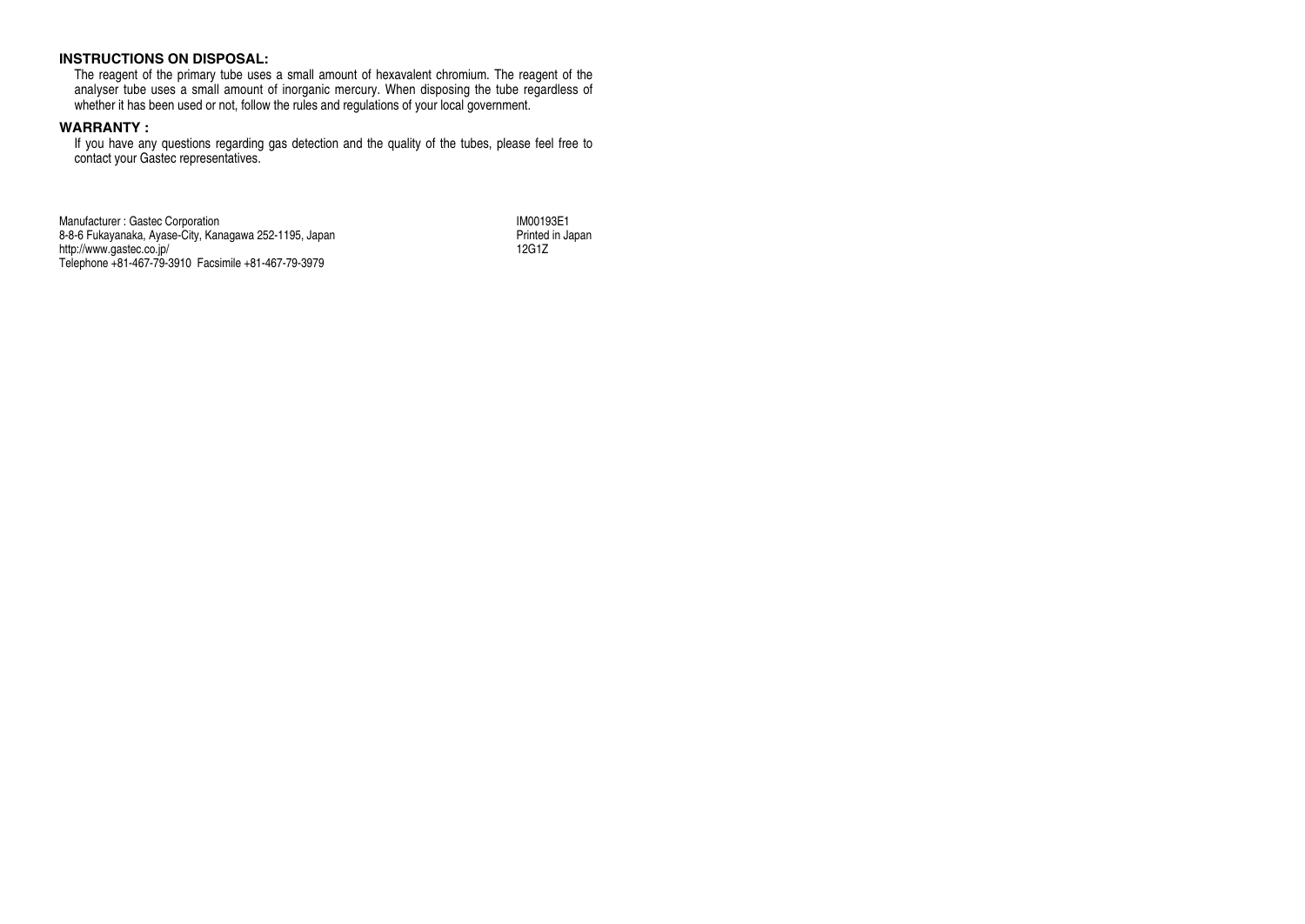## INSTRUCTIONS ON DISPOSAL:

The reagent of the primary tube uses a small amount of hexavalent chromium. The reagent of the analyser tube uses a small amount of inorganic mercury. When disposing the tube regardless of whether it has been used or not, follow the rules and regulations of your local government.

## WARRANTY :

If you have any questions regarding gas detection and the quality of the tubes, please feel free to contact your Gastec representatives.

Manufacturer : Gastec Corporation
8-8-6 Fukayanaka, Ayase-City, Kanagawa 252-1195, Japan
http://www.gastec.co.jp/
Telephone +81-467-79-3910 Facsimile +81-467-79-3979

IM00193E1
Printed in Japan
12G1Z